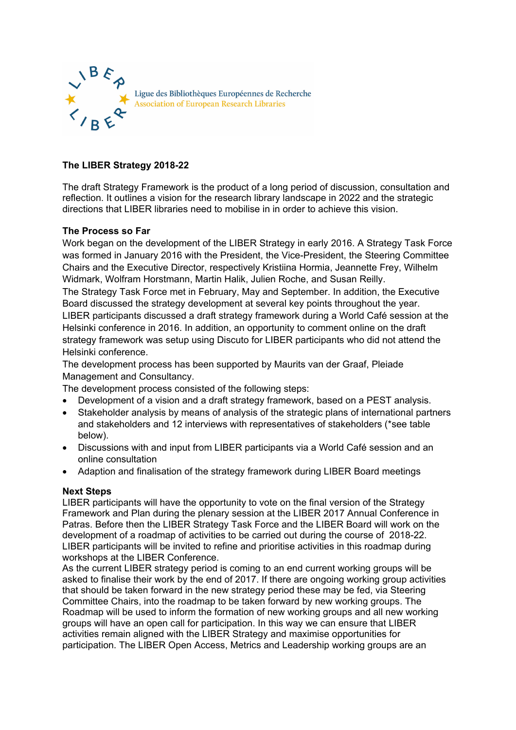Ligue des Bibliothèques Européennes de Recherche
Association of European Research Libraries

**The LIBER Strategy 2018-22**

The draft Strategy Framework is the product of a long period of discussion, consultation and reflection. It outlines a vision for the research library landscape in 2022 and the strategic directions that LIBER libraries need to mobilise in in order to achieve this vision.

**The Process so Far**

Work began on the development of the LIBER Strategy in early 2016. A Strategy Task Force was formed in January 2016 with the President, the Vice-President, the Steering Committee Chairs and the Executive Director, respectively Kristiina Hormia, Jeannette Frey, Wilhelm Widmark, Wolfram Horstmann, Martin Halik, Julien Roche, and Susan Reilly.
The Strategy Task Force met in February, May and September. In addition, the Executive Board discussed the strategy development at several key points throughout the year.
LIBER participants discussed a draft strategy framework during a World Café session at the Helsinki conference in 2016. In addition, an opportunity to comment online on the draft strategy framework was setup using Discuto for LIBER participants who did not attend the Helsinki conference.
The development process has been supported by Maurits van der Graaf, Pleiade Management and Consultancy.
The development process consisted of the following steps:

- Development of a vision and a draft strategy framework, based on a PEST analysis.
- Stakeholder analysis by means of analysis of the strategic plans of international partners and stakeholders and 12 interviews with representatives of stakeholders (*see table below).
- Discussions with and input from LIBER participants via a World Café session and an online consultation
- Adaption and finalisation of the strategy framework during LIBER Board meetings

**Next Steps**

LIBER participants will have the opportunity to vote on the final version of the Strategy Framework and Plan during the plenary session at the LIBER 2017 Annual Conference in Patras. Before then the LIBER Strategy Task Force and the LIBER Board will work on the development of a roadmap of activities to be carried out during the course of 2018-22. LIBER participants will be invited to refine and prioritise activities in this roadmap during workshops at the LIBER Conference.
As the current LIBER strategy period is coming to an end current working groups will be asked to finalise their work by the end of 2017. If there are ongoing working group activities that should be taken forward in the new strategy period these may be fed, via Steering Committee Chairs, into the roadmap to be taken forward by new working groups. The Roadmap will be used to inform the formation of new working groups and all new working groups will have an open call for participation. In this way we can ensure that LIBER activities remain aligned with the LIBER Strategy and maximise opportunities for participation. The LIBER Open Access, Metrics and Leadership working groups are an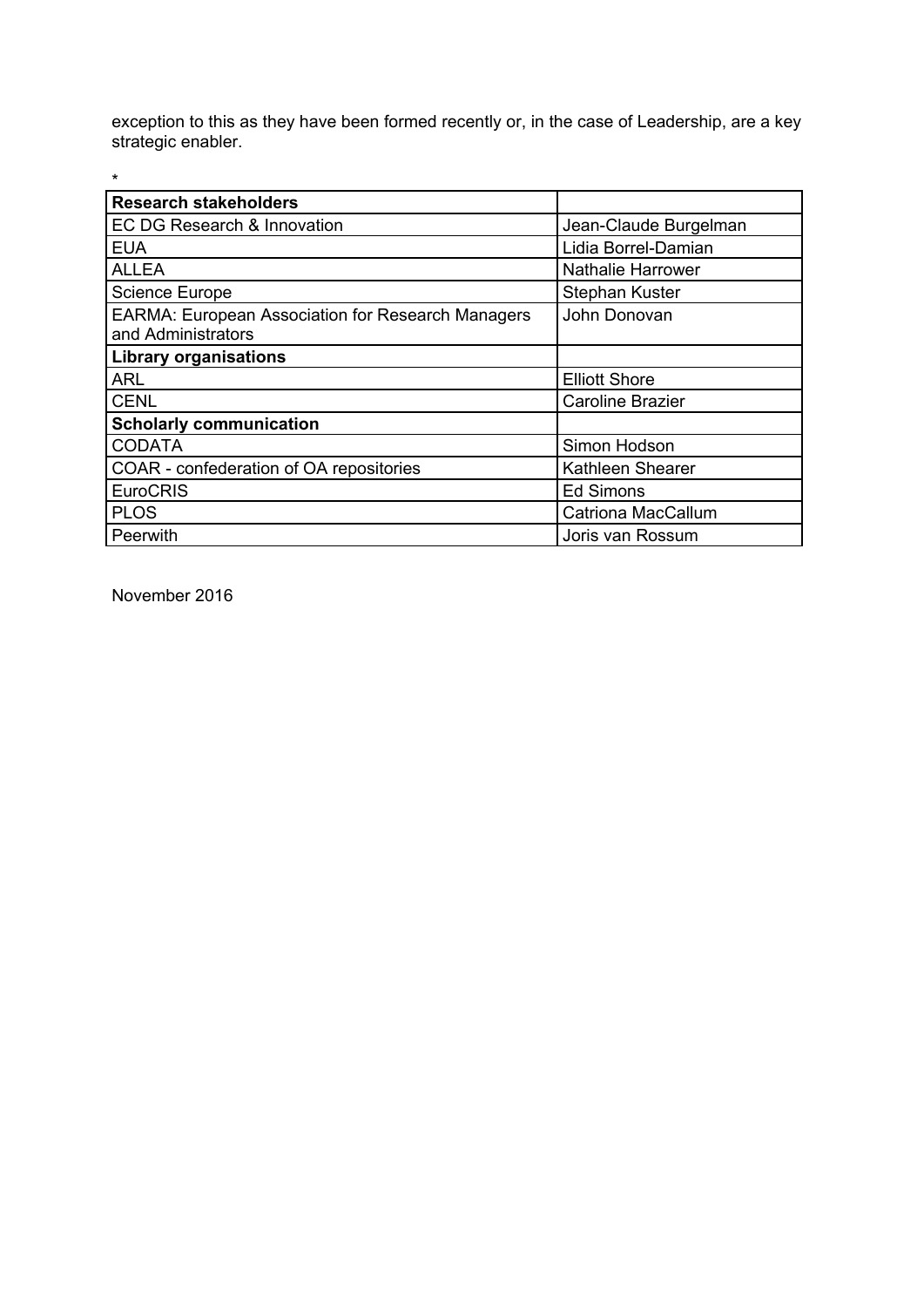exception to this as they have been formed recently or, in the case of Leadership, are a key strategic enabler.

*

| | |
|---|---|
| **Research stakeholders** | |
| EC DG Research & Innovation | Jean-Claude Burgelman |
| EUA | Lidia Borrel-Damian |
| ALLEA | Nathalie Harrower |
| Science Europe | Stephan Kuster |
| EARMA: European Association for Research Managers and Administrators | John Donovan |
| **Library organisations** | |
| ARL | Elliott Shore |
| CENL | Caroline Brazier |
| **Scholarly communication** | |
| CODATA | Simon Hodson |
| COAR - confederation of OA repositories | Kathleen Shearer |
| EuroCRIS | Ed Simons |
| PLOS | Catriona MacCallum |
| Peerwith | Joris van Rossum |

November 2016